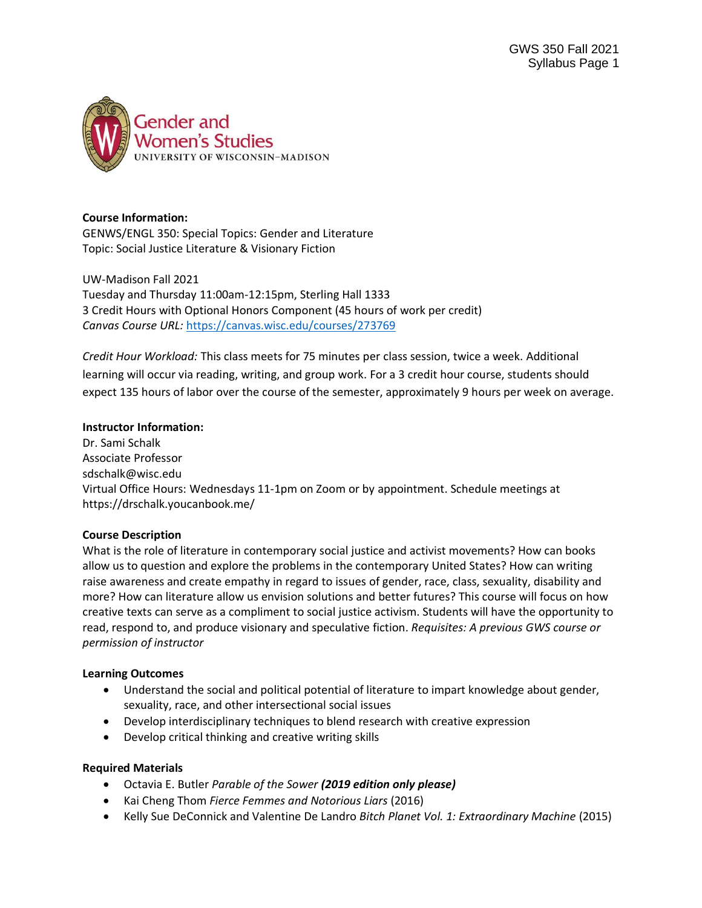**Course Information:**
GENWS/ENGL 350: Special Topics: Gender and Literature
Topic: Social Justice Literature & Visionary Fiction

UW-Madison Fall 2021
Tuesday and Thursday 11:00am-12:15pm, Sterling Hall 1333
3 Credit Hours with Optional Honors Component (45 hours of work per credit)
*Canvas Course URL:* https://canvas.wisc.edu/courses/273769

*Credit Hour Workload:* This class meets for 75 minutes per class session, twice a week. Additional learning will occur via reading, writing, and group work. For a 3 credit hour course, students should expect 135 hours of labor over the course of the semester, approximately 9 hours per week on average.

**Instructor Information:**
Dr. Sami Schalk
Associate Professor
sdschalk@wisc.edu
Virtual Office Hours: Wednesdays 11-1pm on Zoom or by appointment. Schedule meetings at https://drschalk.youcanbook.me/

**Course Description**
What is the role of literature in contemporary social justice and activist movements? How can books allow us to question and explore the problems in the contemporary United States? How can writing raise awareness and create empathy in regard to issues of gender, race, class, sexuality, disability and more? How can literature allow us envision solutions and better futures? This course will focus on how creative texts can serve as a compliment to social justice activism. Students will have the opportunity to read, respond to, and produce visionary and speculative fiction. *Requisites: A previous GWS course or permission of instructor*

**Learning Outcomes**
- Understand the social and political potential of literature to impart knowledge about gender, sexuality, race, and other intersectional social issues
- Develop interdisciplinary techniques to blend research with creative expression
- Develop critical thinking and creative writing skills

**Required Materials**
- Octavia E. Butler *Parable of the Sower* ***(2019 edition only please)***
- Kai Cheng Thom *Fierce Femmes and Notorious Liars* (2016)
- Kelly Sue DeConnick and Valentine De Landro *Bitch Planet Vol. 1: Extraordinary Machine* (2015)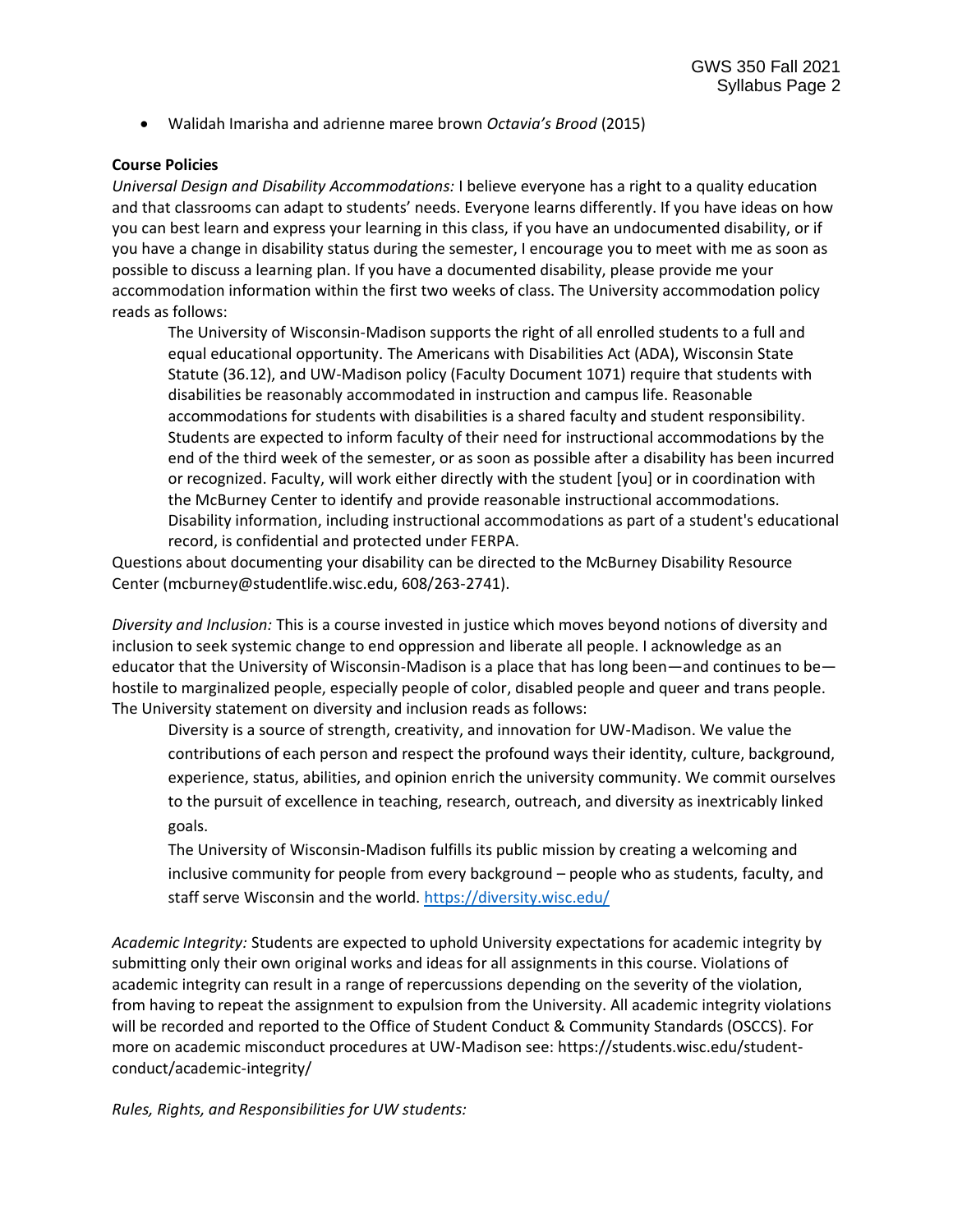- Walidah Imarisha and adrienne maree brown *Octavia's Brood* (2015)

**Course Policies**

*Universal Design and Disability Accommodations:* I believe everyone has a right to a quality education and that classrooms can adapt to students' needs. Everyone learns differently. If you have ideas on how you can best learn and express your learning in this class, if you have an undocumented disability, or if you have a change in disability status during the semester, I encourage you to meet with me as soon as possible to discuss a learning plan. If you have a documented disability, please provide me your accommodation information within the first two weeks of class. The University accommodation policy reads as follows:

> The University of Wisconsin-Madison supports the right of all enrolled students to a full and equal educational opportunity. The Americans with Disabilities Act (ADA), Wisconsin State Statute (36.12), and UW-Madison policy (Faculty Document 1071) require that students with disabilities be reasonably accommodated in instruction and campus life. Reasonable accommodations for students with disabilities is a shared faculty and student responsibility. Students are expected to inform faculty of their need for instructional accommodations by the end of the third week of the semester, or as soon as possible after a disability has been incurred or recognized. Faculty, will work either directly with the student [you] or in coordination with the McBurney Center to identify and provide reasonable instructional accommodations. Disability information, including instructional accommodations as part of a student's educational record, is confidential and protected under FERPA.

Questions about documenting your disability can be directed to the McBurney Disability Resource Center (mcburney@studentlife.wisc.edu, 608/263-2741).

*Diversity and Inclusion:* This is a course invested in justice which moves beyond notions of diversity and inclusion to seek systemic change to end oppression and liberate all people. I acknowledge as an educator that the University of Wisconsin-Madison is a place that has long been—and continues to be—hostile to marginalized people, especially people of color, disabled people and queer and trans people. The University statement on diversity and inclusion reads as follows:

> Diversity is a source of strength, creativity, and innovation for UW-Madison. We value the contributions of each person and respect the profound ways their identity, culture, background, experience, status, abilities, and opinion enrich the university community. We commit ourselves to the pursuit of excellence in teaching, research, outreach, and diversity as inextricably linked goals.
>
> The University of Wisconsin-Madison fulfills its public mission by creating a welcoming and inclusive community for people from every background – people who as students, faculty, and staff serve Wisconsin and the world. https://diversity.wisc.edu/

*Academic Integrity:* Students are expected to uphold University expectations for academic integrity by submitting only their own original works and ideas for all assignments in this course. Violations of academic integrity can result in a range of repercussions depending on the severity of the violation, from having to repeat the assignment to expulsion from the University. All academic integrity violations will be recorded and reported to the Office of Student Conduct & Community Standards (OSCCS). For more on academic misconduct procedures at UW-Madison see: https://students.wisc.edu/student-conduct/academic-integrity/

*Rules, Rights, and Responsibilities for UW students:*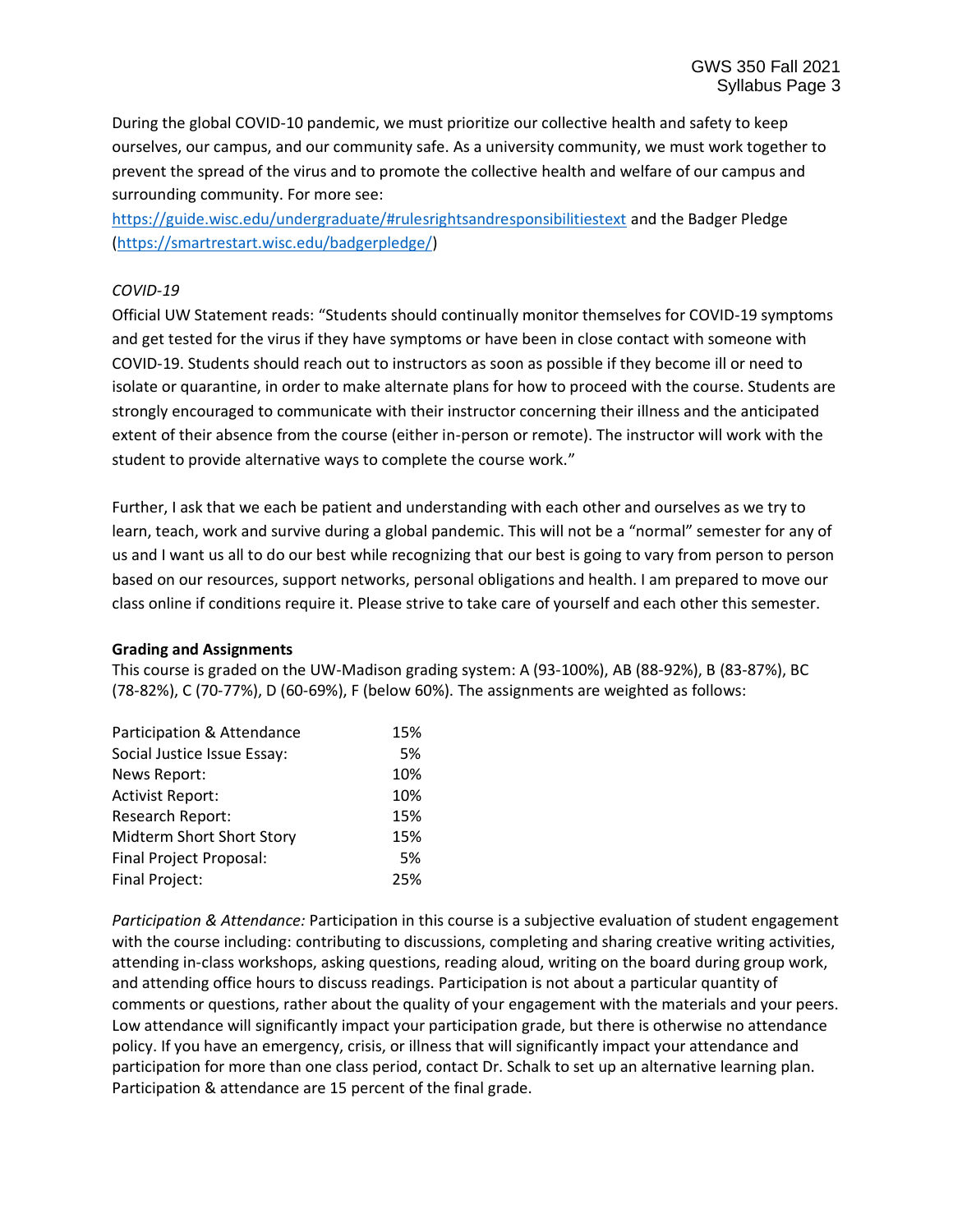During the global COVID-10 pandemic, we must prioritize our collective health and safety to keep ourselves, our campus, and our community safe. As a university community, we must work together to prevent the spread of the virus and to promote the collective health and welfare of our campus and surrounding community. For more see: https://guide.wisc.edu/undergraduate/#rulesrightsandresponsibilitiestext and the Badger Pledge (https://smartrestart.wisc.edu/badgerpledge/)

*COVID-19*

Official UW Statement reads: "Students should continually monitor themselves for COVID-19 symptoms and get tested for the virus if they have symptoms or have been in close contact with someone with COVID-19. Students should reach out to instructors as soon as possible if they become ill or need to isolate or quarantine, in order to make alternate plans for how to proceed with the course. Students are strongly encouraged to communicate with their instructor concerning their illness and the anticipated extent of their absence from the course (either in-person or remote). The instructor will work with the student to provide alternative ways to complete the course work."

Further, I ask that we each be patient and understanding with each other and ourselves as we try to learn, teach, work and survive during a global pandemic. This will not be a "normal" semester for any of us and I want us all to do our best while recognizing that our best is going to vary from person to person based on our resources, support networks, personal obligations and health. I am prepared to move our class online if conditions require it. Please strive to take care of yourself and each other this semester.

**Grading and Assignments**

This course is graded on the UW-Madison grading system: A (93-100%), AB (88-92%), B (83-87%), BC (78-82%), C (70-77%), D (60-69%), F (below 60%). The assignments are weighted as follows:

| Assignment | Weight |
| --- | --- |
| Participation & Attendance | 15% |
| Social Justice Issue Essay: | 5% |
| News Report: | 10% |
| Activist Report: | 10% |
| Research Report: | 15% |
| Midterm Short Short Story | 15% |
| Final Project Proposal: | 5% |
| Final Project: | 25% |

*Participation & Attendance:* Participation in this course is a subjective evaluation of student engagement with the course including: contributing to discussions, completing and sharing creative writing activities, attending in-class workshops, asking questions, reading aloud, writing on the board during group work, and attending office hours to discuss readings. Participation is not about a particular quantity of comments or questions, rather about the quality of your engagement with the materials and your peers. Low attendance will significantly impact your participation grade, but there is otherwise no attendance policy. If you have an emergency, crisis, or illness that will significantly impact your attendance and participation for more than one class period, contact Dr. Schalk to set up an alternative learning plan. Participation & attendance are 15 percent of the final grade.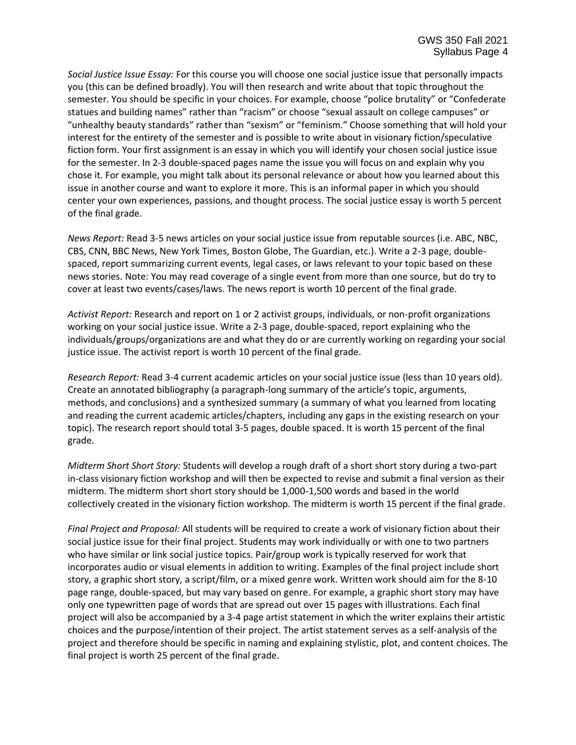*Social Justice Issue Essay:* For this course you will choose one social justice issue that personally impacts you (this can be defined broadly). You will then research and write about that topic throughout the semester. You should be specific in your choices. For example, choose "police brutality" or "Confederate statues and building names" rather than "racism" or choose "sexual assault on college campuses" or "unhealthy beauty standards" rather than "sexism" or "feminism." Choose something that will hold your interest for the entirety of the semester and is possible to write about in visionary fiction/speculative fiction form. Your first assignment is an essay in which you will identify your chosen social justice issue for the semester. In 2-3 double-spaced pages name the issue you will focus on and explain why you chose it. For example, you might talk about its personal relevance or about how you learned about this issue in another course and want to explore it more. This is an informal paper in which you should center your own experiences, passions, and thought process. The social justice essay is worth 5 percent of the final grade.

*News Report:* Read 3-5 news articles on your social justice issue from reputable sources (i.e. ABC, NBC, CBS, CNN, BBC News, New York Times, Boston Globe, The Guardian, etc.). Write a 2-3 page, double-spaced, report summarizing current events, legal cases, or laws relevant to your topic based on these news stories. Note: You may read coverage of a single event from more than one source, but do try to cover at least two events/cases/laws. The news report is worth 10 percent of the final grade.

*Activist Report:* Research and report on 1 or 2 activist groups, individuals, or non-profit organizations working on your social justice issue. Write a 2-3 page, double-spaced, report explaining who the individuals/groups/organizations are and what they do or are currently working on regarding your social justice issue. The activist report is worth 10 percent of the final grade.

*Research Report:* Read 3-4 current academic articles on your social justice issue (less than 10 years old). Create an annotated bibliography (a paragraph-long summary of the article's topic, arguments, methods, and conclusions) and a synthesized summary (a summary of what you learned from locating and reading the current academic articles/chapters, including any gaps in the existing research on your topic). The research report should total 3-5 pages, double spaced. It is worth 15 percent of the final grade.

*Midterm Short Short Story:* Students will develop a rough draft of a short short story during a two-part in-class visionary fiction workshop and will then be expected to revise and submit a final version as their midterm. The midterm short short story should be 1,000-1,500 words and based in the world collectively created in the visionary fiction workshop. The midterm is worth 15 percent if the final grade.

*Final Project and Proposal:* All students will be required to create a work of visionary fiction about their social justice issue for their final project. Students may work individually or with one to two partners who have similar or link social justice topics. Pair/group work is typically reserved for work that incorporates audio or visual elements in addition to writing. Examples of the final project include short story, a graphic short story, a script/film, or a mixed genre work. Written work should aim for the 8-10 page range, double-spaced, but may vary based on genre. For example, a graphic short story may have only one typewritten page of words that are spread out over 15 pages with illustrations. Each final project will also be accompanied by a 3-4 page artist statement in which the writer explains their artistic choices and the purpose/intention of their project. The artist statement serves as a self-analysis of the project and therefore should be specific in naming and explaining stylistic, plot, and content choices. The final project is worth 25 percent of the final grade.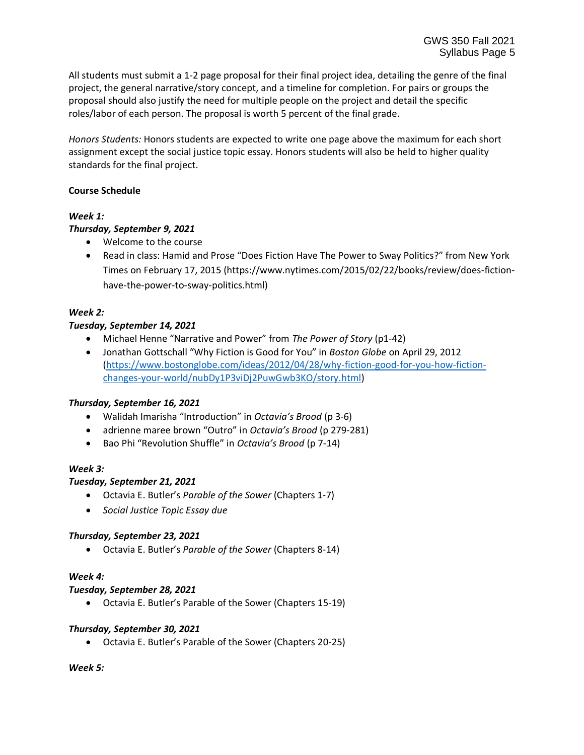All students must submit a 1-2 page proposal for their final project idea, detailing the genre of the final project, the general narrative/story concept, and a timeline for completion. For pairs or groups the proposal should also justify the need for multiple people on the project and detail the specific roles/labor of each person. The proposal is worth 5 percent of the final grade.

*Honors Students:* Honors students are expected to write one page above the maximum for each short assignment except the social justice topic essay. Honors students will also be held to higher quality standards for the final project.

**Course Schedule**

***Week 1:***

***Thursday, September 9, 2021***

- Welcome to the course
- Read in class: Hamid and Prose "Does Fiction Have The Power to Sway Politics?" from New York Times on February 17, 2015 (https://www.nytimes.com/2015/02/22/books/review/does-fiction-have-the-power-to-sway-politics.html)

***Week 2:***

***Tuesday, September 14, 2021***

- Michael Henne "Narrative and Power" from *The Power of Story* (p1-42)
- Jonathan Gottschall "Why Fiction is Good for You" in *Boston Globe* on April 29, 2012 (https://www.bostonglobe.com/ideas/2012/04/28/why-fiction-good-for-you-how-fiction-changes-your-world/nubDy1P3viDj2PuwGwb3KO/story.html)

***Thursday, September 16, 2021***

- Walidah Imarisha "Introduction" in *Octavia's Brood* (p 3-6)
- adrienne maree brown "Outro" in *Octavia's Brood* (p 279-281)
- Bao Phi "Revolution Shuffle" in *Octavia's Brood* (p 7-14)

***Week 3:***

***Tuesday, September 21, 2021***

- Octavia E. Butler's *Parable of the Sower* (Chapters 1-7)
- *Social Justice Topic Essay due*

***Thursday, September 23, 2021***

- Octavia E. Butler's *Parable of the Sower* (Chapters 8-14)

***Week 4:***

***Tuesday, September 28, 2021***

- Octavia E. Butler's Parable of the Sower (Chapters 15-19)

***Thursday, September 30, 2021***

- Octavia E. Butler's Parable of the Sower (Chapters 20-25)

***Week 5:***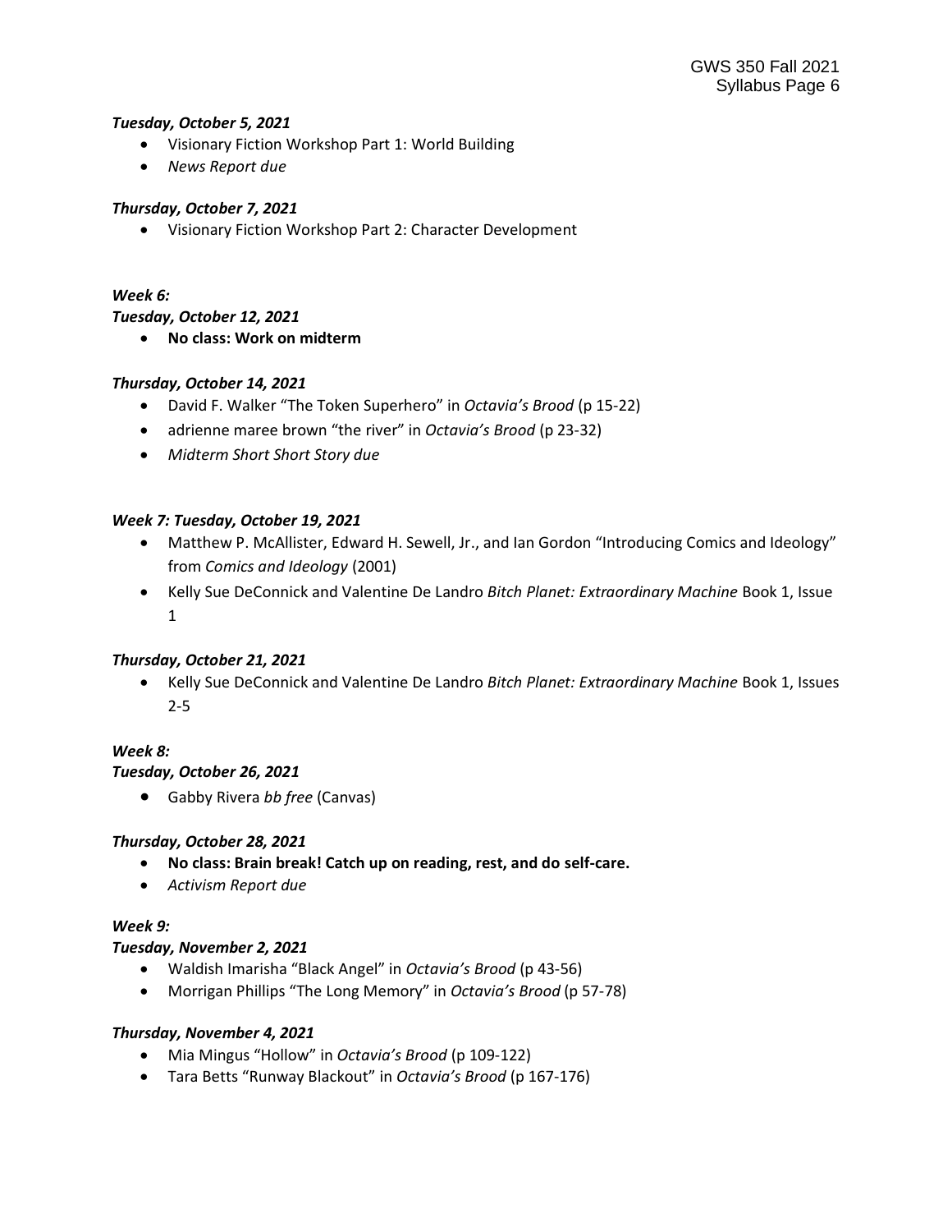***Tuesday, October 5, 2021***

- Visionary Fiction Workshop Part 1: World Building
- *News Report due*

***Thursday, October 7, 2021***

- Visionary Fiction Workshop Part 2: Character Development

***Week 6:***

***Tuesday, October 12, 2021***

- **No class: Work on midterm**

***Thursday, October 14, 2021***

- David F. Walker "The Token Superhero" in *Octavia's Brood* (p 15-22)
- adrienne maree brown "the river" in *Octavia's Brood* (p 23-32)
- *Midterm Short Short Story due*

***Week 7: Tuesday, October 19, 2021***

- Matthew P. McAllister, Edward H. Sewell, Jr., and Ian Gordon "Introducing Comics and Ideology" from *Comics and Ideology* (2001)
- Kelly Sue DeConnick and Valentine De Landro *Bitch Planet: Extraordinary Machine* Book 1, Issue 1

***Thursday, October 21, 2021***

- Kelly Sue DeConnick and Valentine De Landro *Bitch Planet: Extraordinary Machine* Book 1, Issues 2-5

***Week 8:***

***Tuesday, October 26, 2021***

- Gabby Rivera *bb free* (Canvas)

***Thursday, October 28, 2021***

- **No class: Brain break! Catch up on reading, rest, and do self-care.**
- *Activism Report due*

***Week 9:***

***Tuesday, November 2, 2021***

- Waldish Imarisha "Black Angel" in *Octavia's Brood* (p 43-56)
- Morrigan Phillips "The Long Memory" in *Octavia's Brood* (p 57-78)

***Thursday, November 4, 2021***

- Mia Mingus "Hollow" in *Octavia's Brood* (p 109-122)
- Tara Betts "Runway Blackout" in *Octavia's Brood* (p 167-176)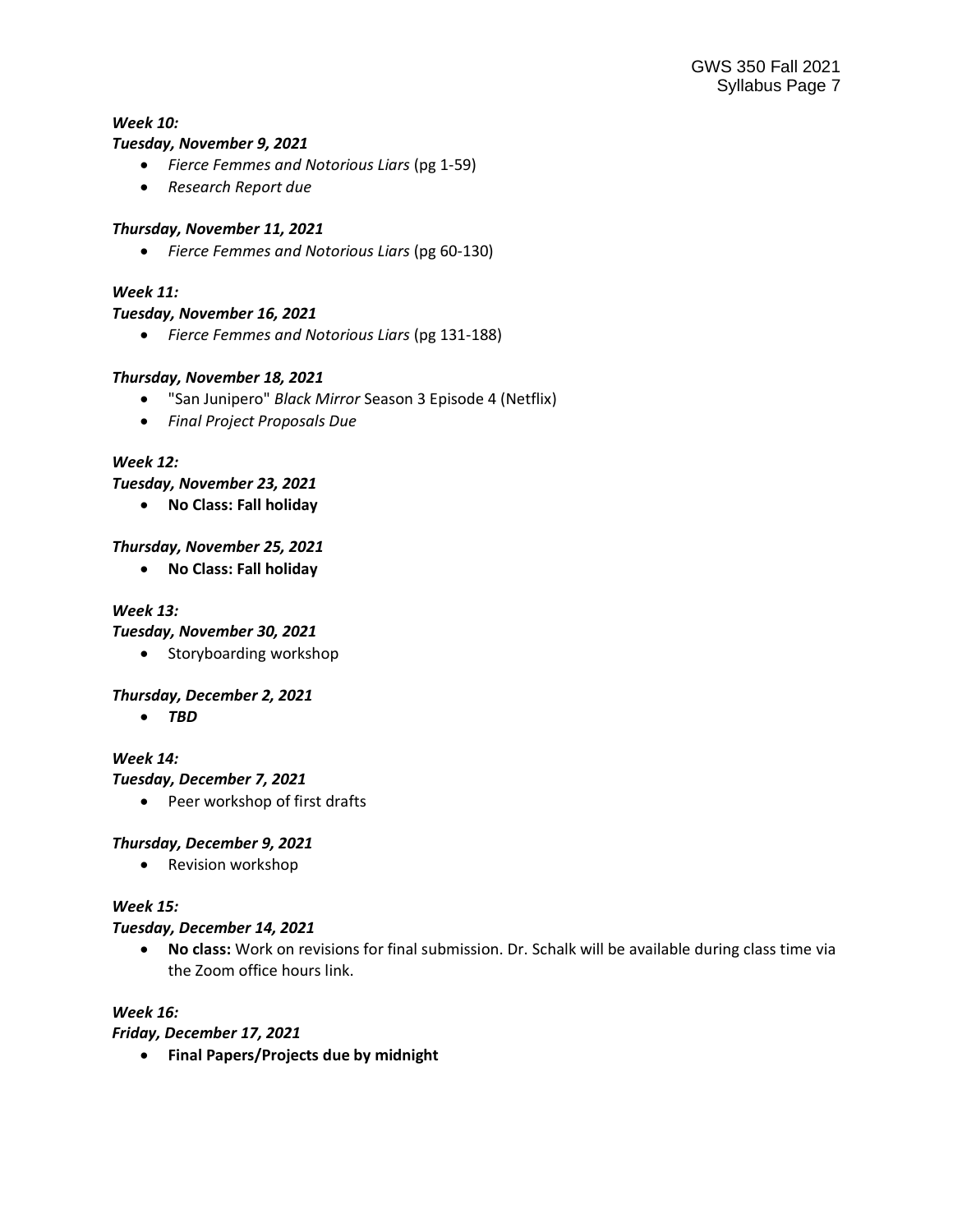***Week 10:***

***Tuesday, November 9, 2021***

- *Fierce Femmes and Notorious Liars* (pg 1-59)
- *Research Report due*

***Thursday, November 11, 2021***

- *Fierce Femmes and Notorious Liars* (pg 60-130)

***Week 11:***

***Tuesday, November 16, 2021***

- *Fierce Femmes and Notorious Liars* (pg 131-188)

***Thursday, November 18, 2021***

- "San Junipero" *Black Mirror* Season 3 Episode 4 (Netflix)
- *Final Project Proposals Due*

***Week 12:***

***Tuesday, November 23, 2021***

- **No Class: Fall holiday**

***Thursday, November 25, 2021***

- **No Class: Fall holiday**

***Week 13:***

***Tuesday, November 30, 2021***

- Storyboarding workshop

***Thursday, December 2, 2021***

- ***TBD***

***Week 14:***

***Tuesday, December 7, 2021***

- Peer workshop of first drafts

***Thursday, December 9, 2021***

- Revision workshop

***Week 15:***

***Tuesday, December 14, 2021***

- **No class:** Work on revisions for final submission. Dr. Schalk will be available during class time via the Zoom office hours link.

***Week 16:***

***Friday, December 17, 2021***

- **Final Papers/Projects due by midnight**